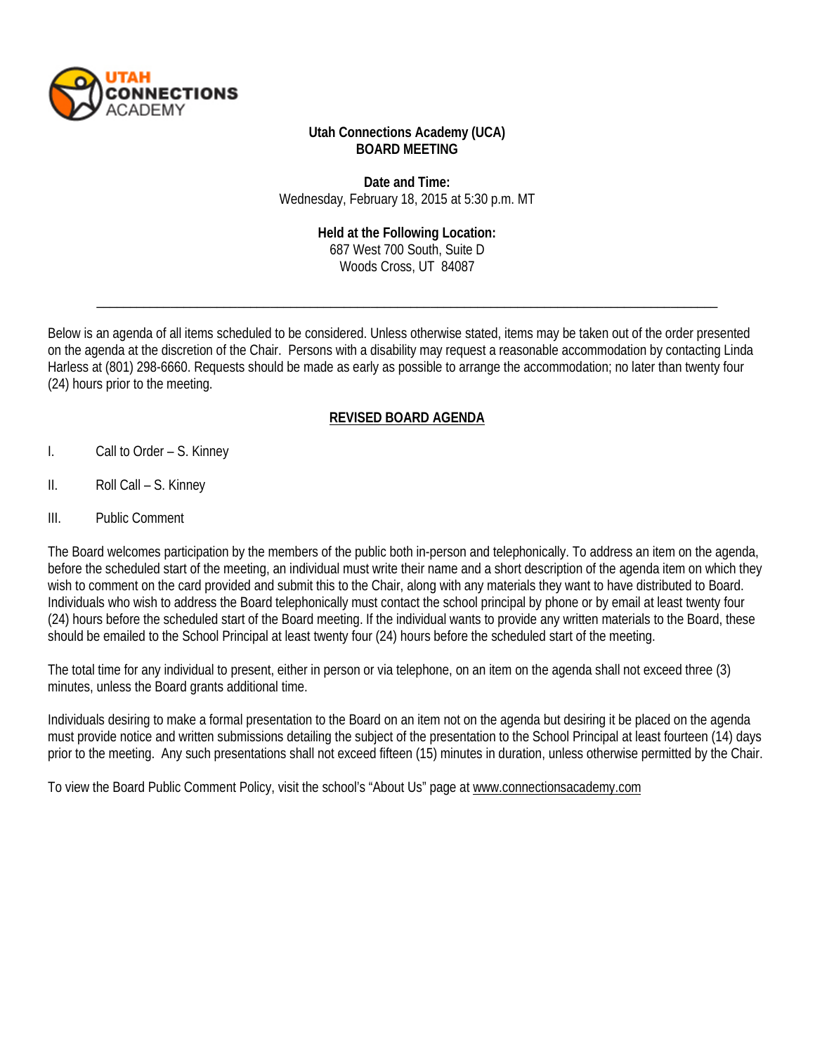**Utah Connections Academy (UCA)**
**BOARD MEETING**

**Date and Time:**
Wednesday, February 18, 2015 at 5:30 p.m. MT

**Held at the Following Location:**
687 West 700 South, Suite D
Woods Cross, UT 84087

---

Below is an agenda of all items scheduled to be considered. Unless otherwise stated, items may be taken out of the order presented on the agenda at the discretion of the Chair. Persons with a disability may request a reasonable accommodation by contacting Linda Harless at (801) 298-6660. Requests should be made as early as possible to arrange the accommodation; no later than twenty four (24) hours prior to the meeting.

## REVISED BOARD AGENDA

I. Call to Order – S. Kinney

II. Roll Call – S. Kinney

III. Public Comment

The Board welcomes participation by the members of the public both in-person and telephonically. To address an item on the agenda, before the scheduled start of the meeting, an individual must write their name and a short description of the agenda item on which they wish to comment on the card provided and submit this to the Chair, along with any materials they want to have distributed to Board. Individuals who wish to address the Board telephonically must contact the school principal by phone or by email at least twenty four (24) hours before the scheduled start of the Board meeting. If the individual wants to provide any written materials to the Board, these should be emailed to the School Principal at least twenty four (24) hours before the scheduled start of the meeting.

The total time for any individual to present, either in person or via telephone, on an item on the agenda shall not exceed three (3) minutes, unless the Board grants additional time.

Individuals desiring to make a formal presentation to the Board on an item not on the agenda but desiring it be placed on the agenda must provide notice and written submissions detailing the subject of the presentation to the School Principal at least fourteen (14) days prior to the meeting. Any such presentations shall not exceed fifteen (15) minutes in duration, unless otherwise permitted by the Chair.

To view the Board Public Comment Policy, visit the school's "About Us" page at www.connectionsacademy.com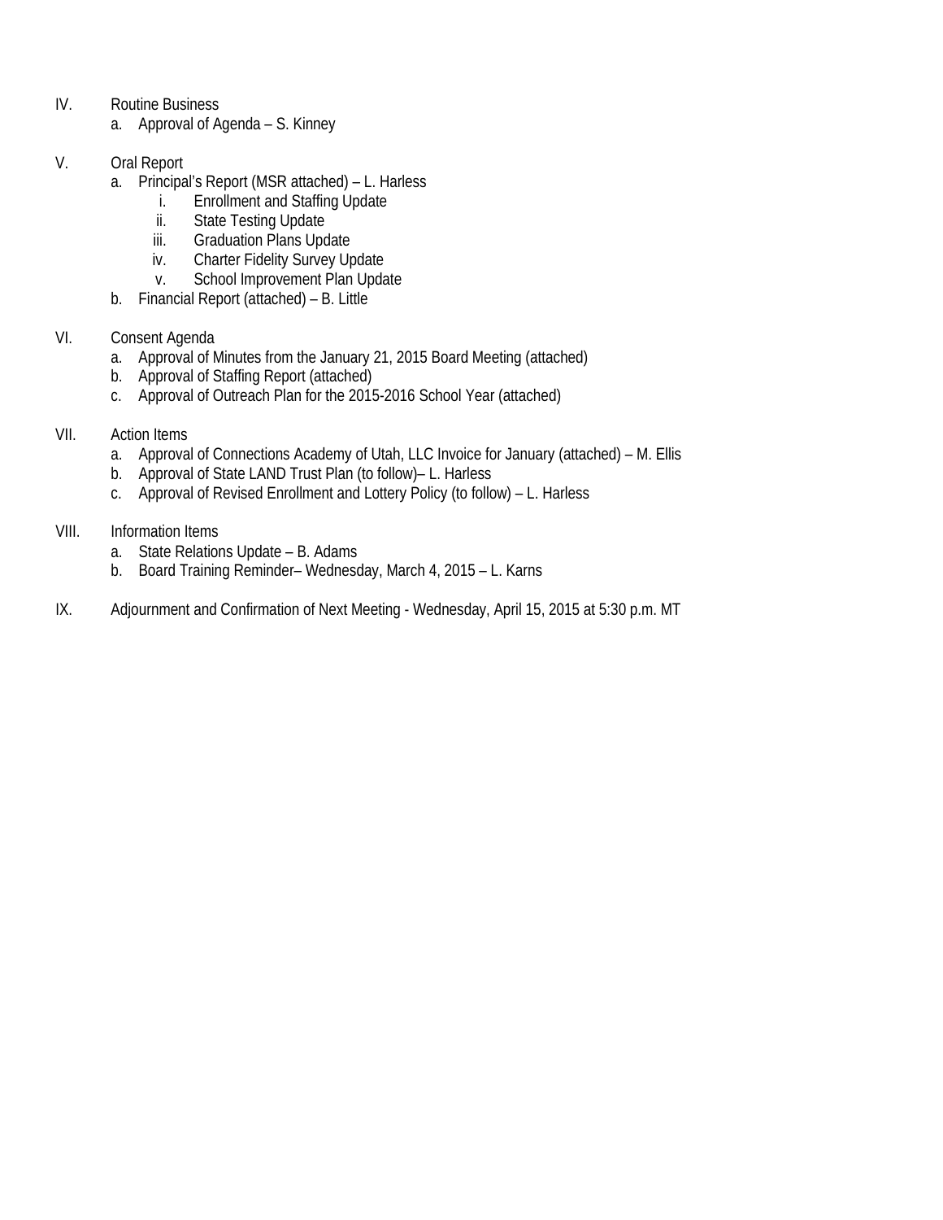IV. Routine Business

   a. Approval of Agenda – S. Kinney

V. Oral Report

   a. Principal's Report (MSR attached) – L. Harless

      i. Enrollment and Staffing Update

      ii. State Testing Update

      iii. Graduation Plans Update

      iv. Charter Fidelity Survey Update

      v. School Improvement Plan Update

   b. Financial Report (attached) – B. Little

VI. Consent Agenda

   a. Approval of Minutes from the January 21, 2015 Board Meeting (attached)

   b. Approval of Staffing Report (attached)

   c. Approval of Outreach Plan for the 2015-2016 School Year (attached)

VII. Action Items

   a. Approval of Connections Academy of Utah, LLC Invoice for January (attached) – M. Ellis

   b. Approval of State LAND Trust Plan (to follow)– L. Harless

   c. Approval of Revised Enrollment and Lottery Policy (to follow) – L. Harless

VIII. Information Items

   a. State Relations Update – B. Adams

   b. Board Training Reminder– Wednesday, March 4, 2015 – L. Karns

IX. Adjournment and Confirmation of Next Meeting - Wednesday, April 15, 2015 at 5:30 p.m. MT